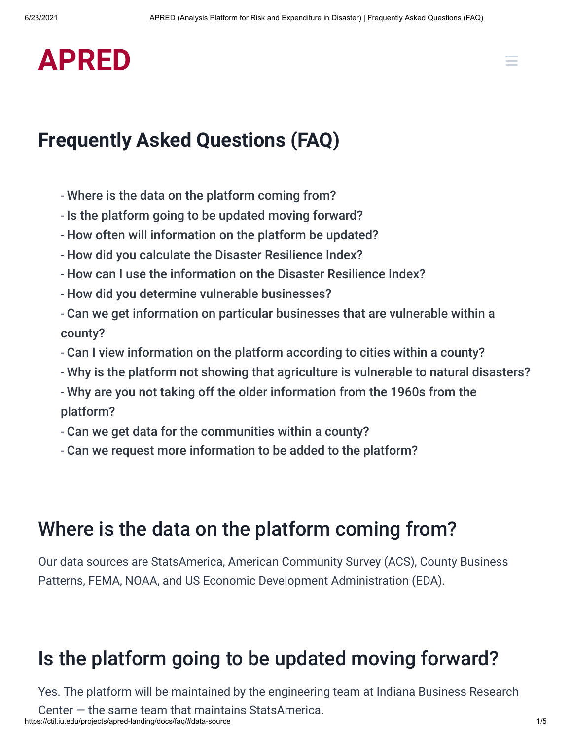# APRED

## Frequently Asked Questions (FAQ)

- Where is the data on the platform coming from?
- Is the platform going to be updated moving forward?
- How often will information on the platform be updated?
- How did you calculate the Disaster Resilience Index?
- How can I use the information on the Disaster Resilience Index?
- How did you determine vulnerable businesses?
- Can we get information on particular businesses that are vulnerable within a county?
- Can I view information on the platform according to cities within a county?
- Why is the platform not showing that agriculture is vulnerable to natural disasters?
- Why are you not taking off the older information from the 1960s from the platform?
- Can we get data for the communities within a county?
- Can we request more information to be added to the platform?

## Where is the data on the platform coming from?

Our data sources are StatsAmerica, American Community Survey (ACS), County Business Patterns, FEMA, NOAA, and US Economic Development Administration (EDA).

## Is the platform going to be updated moving forward?

Yes. The platform will be maintained by the engineering team at Indiana Business Research Center — the same team that maintains StatsAmerica.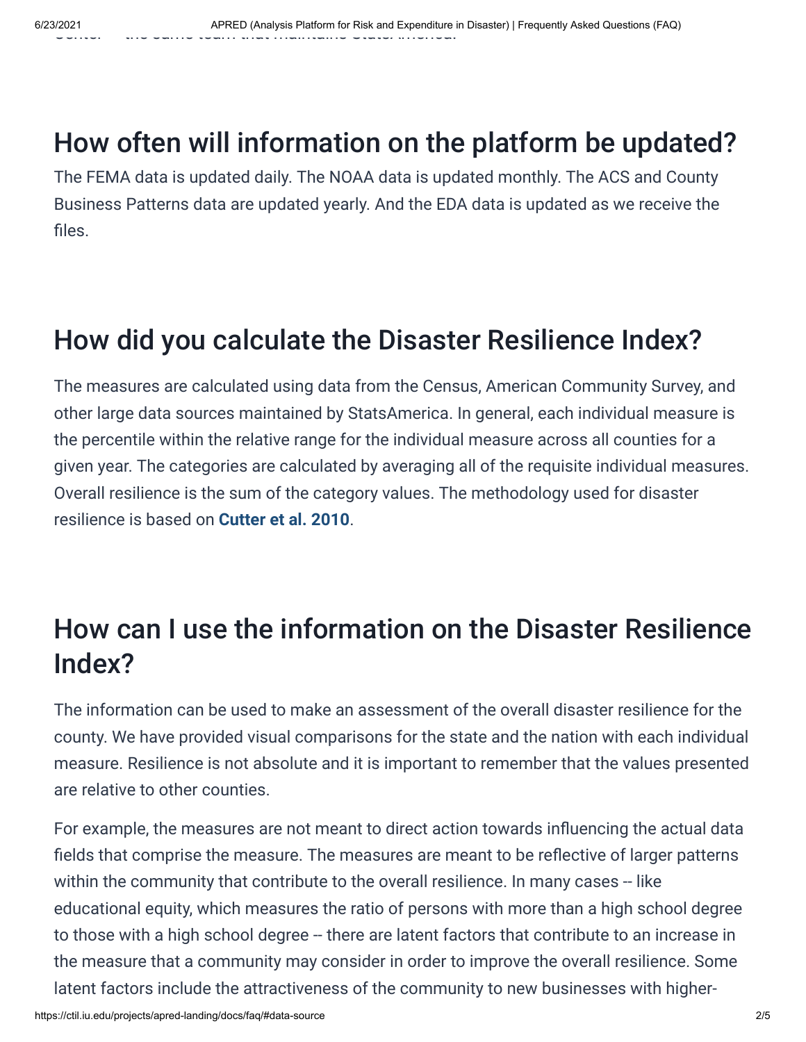## How often will information on the platform be updated?

The FEMA data is updated daily. The NOAA data is updated monthly. The ACS and County Business Patterns data are updated yearly. And the EDA data is updated as we receive the files.

## How did you calculate the Disaster Resilience Index?

The measures are calculated using data from the Census, American Community Survey, and other large data sources maintained by StatsAmerica. In general, each individual measure is the percentile within the relative range for the individual measure across all counties for a given year. The categories are calculated by averaging all of the requisite individual measures. Overall resilience is the sum of the category values. The methodology used for disaster resilience is based on **Cutter et al. 2010**.

## How can I use the information on the Disaster Resilience Index?

The information can be used to make an assessment of the overall disaster resilience for the county. We have provided visual comparisons for the state and the nation with each individual measure. Resilience is not absolute and it is important to remember that the values presented are relative to other counties.

For example, the measures are not meant to direct action towards influencing the actual data fields that comprise the measure. The measures are meant to be reflective of larger patterns within the community that contribute to the overall resilience. In many cases -- like educational equity, which measures the ratio of persons with more than a high school degree to those with a high school degree -- there are latent factors that contribute to an increase in the measure that a community may consider in order to improve the overall resilience. Some latent factors include the attractiveness of the community to new businesses with higher-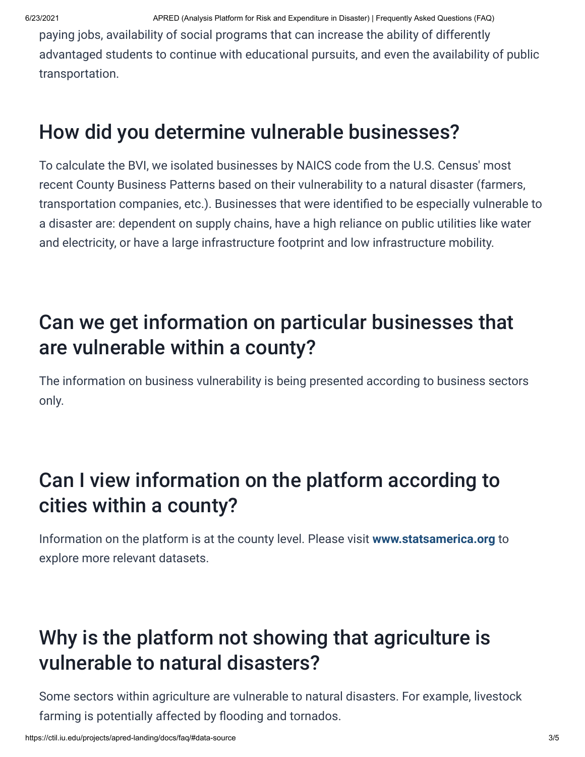paying jobs, availability of social programs that can increase the ability of differently advantaged students to continue with educational pursuits, and even the availability of public transportation.

## How did you determine vulnerable businesses?

To calculate the BVI, we isolated businesses by NAICS code from the U.S. Census' most recent County Business Patterns based on their vulnerability to a natural disaster (farmers, transportation companies, etc.). Businesses that were identified to be especially vulnerable to a disaster are: dependent on supply chains, have a high reliance on public utilities like water and electricity, or have a large infrastructure footprint and low infrastructure mobility.

## Can we get information on particular businesses that are vulnerable within a county?

The information on business vulnerability is being presented according to business sectors only.

## Can I view information on the platform according to cities within a county?

Information on the platform is at the county level. Please visit **www.statsamerica.org** to explore more relevant datasets.

## Why is the platform not showing that agriculture is vulnerable to natural disasters?

Some sectors within agriculture are vulnerable to natural disasters. For example, livestock farming is potentially affected by flooding and tornados.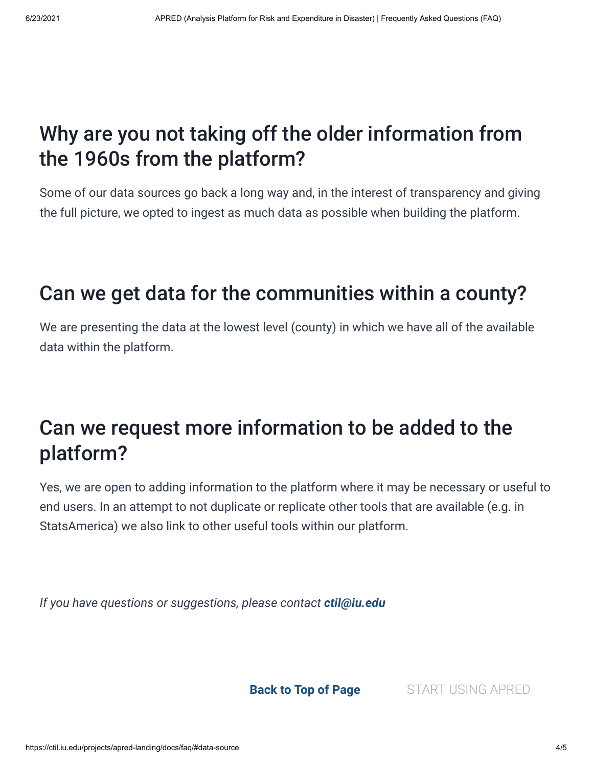## Why are you not taking off the older information from the 1960s from the platform?

Some of our data sources go back a long way and, in the interest of transparency and giving the full picture, we opted to ingest as much data as possible when building the platform.

## Can we get data for the communities within a county?

We are presenting the data at the lowest level (county) in which we have all of the available data within the platform.

## Can we request more information to be added to the platform?

Yes, we are open to adding information to the platform where it may be necessary or useful to end users. In an attempt to not duplicate or replicate other tools that are available (e.g. in StatsAmerica) we also link to other useful tools within our platform.

*If you have questions or suggestions, please contact* ***ctil@iu.edu***

**Back to Top of Page** START USING APRED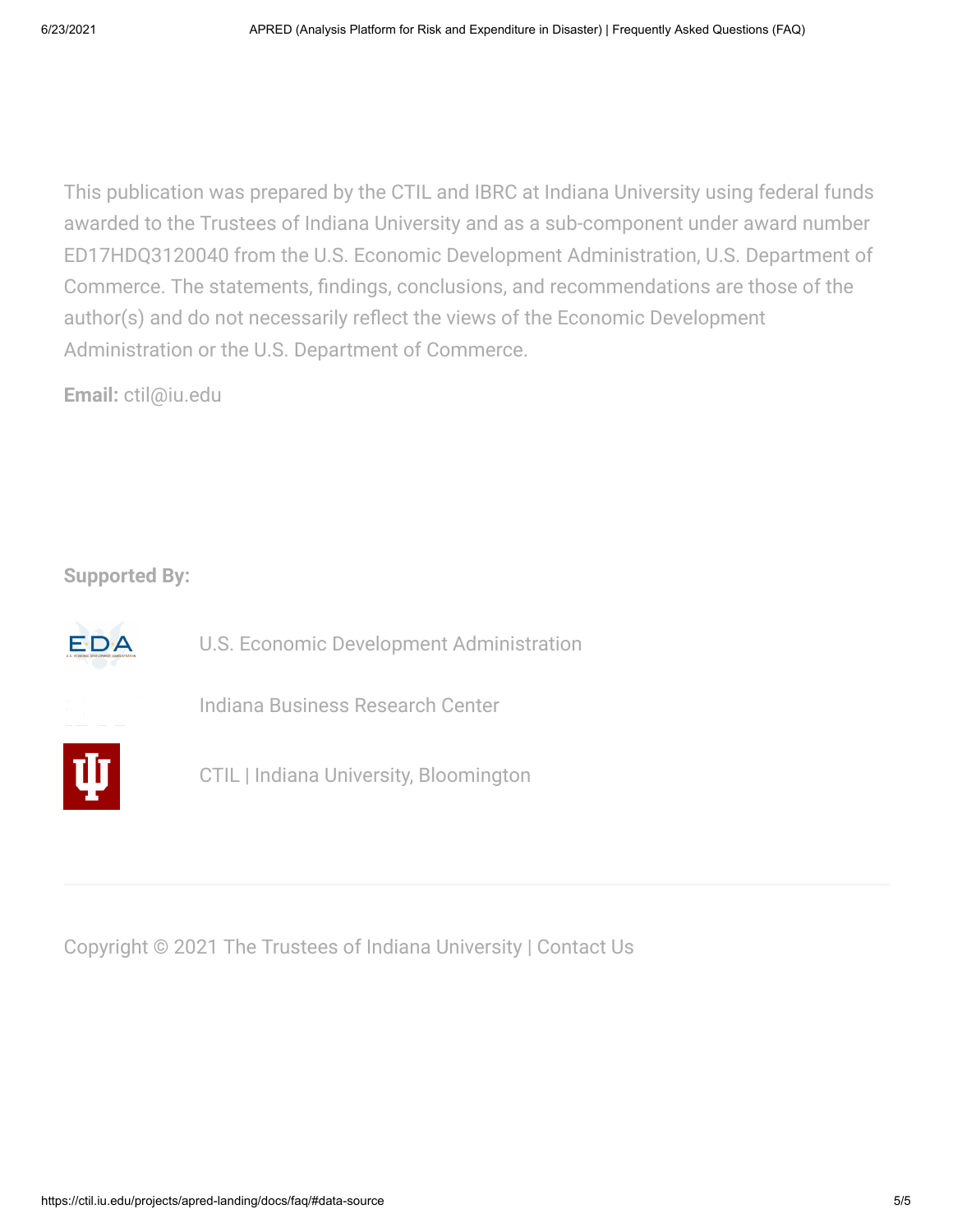This publication was prepared by the CTIL and IBRC at Indiana University using federal funds awarded to the Trustees of Indiana University and as a sub-component under award number ED17HDQ3120040 from the U.S. Economic Development Administration, U.S. Department of Commerce. The statements, findings, conclusions, and recommendations are those of the author(s) and do not necessarily reflect the views of the Economic Development Administration or the U.S. Department of Commerce.

**Email:** ctil@iu.edu

**Supported By:**

U.S. Economic Development Administration

Indiana Business Research Center

CTIL | Indiana University, Bloomington

---

Copyright © 2021 The Trustees of Indiana University | Contact Us